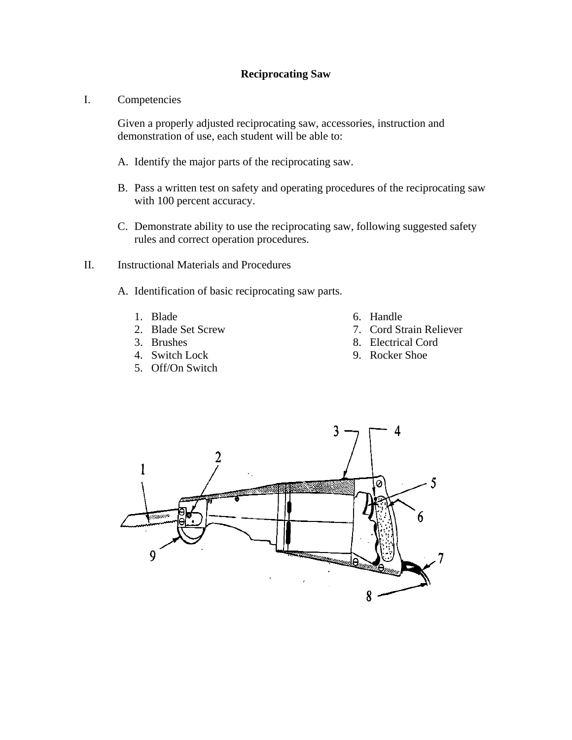**Reciprocating Saw**

I. Competencies

Given a properly adjusted reciprocating saw, accessories, instruction and demonstration of use, each student will be able to:

A. Identify the major parts of the reciprocating saw.

B. Pass a written test on safety and operating procedures of the reciprocating saw with 100 percent accuracy.

C. Demonstrate ability to use the reciprocating saw, following suggested safety rules and correct operation procedures.

II. Instructional Materials and Procedures

A. Identification of basic reciprocating saw parts.

1. Blade
2. Blade Set Screw
3. Brushes
4. Switch Lock
5. Off/On Switch
6. Handle
7. Cord Strain Reliever
8. Electrical Cord
9. Rocker Shoe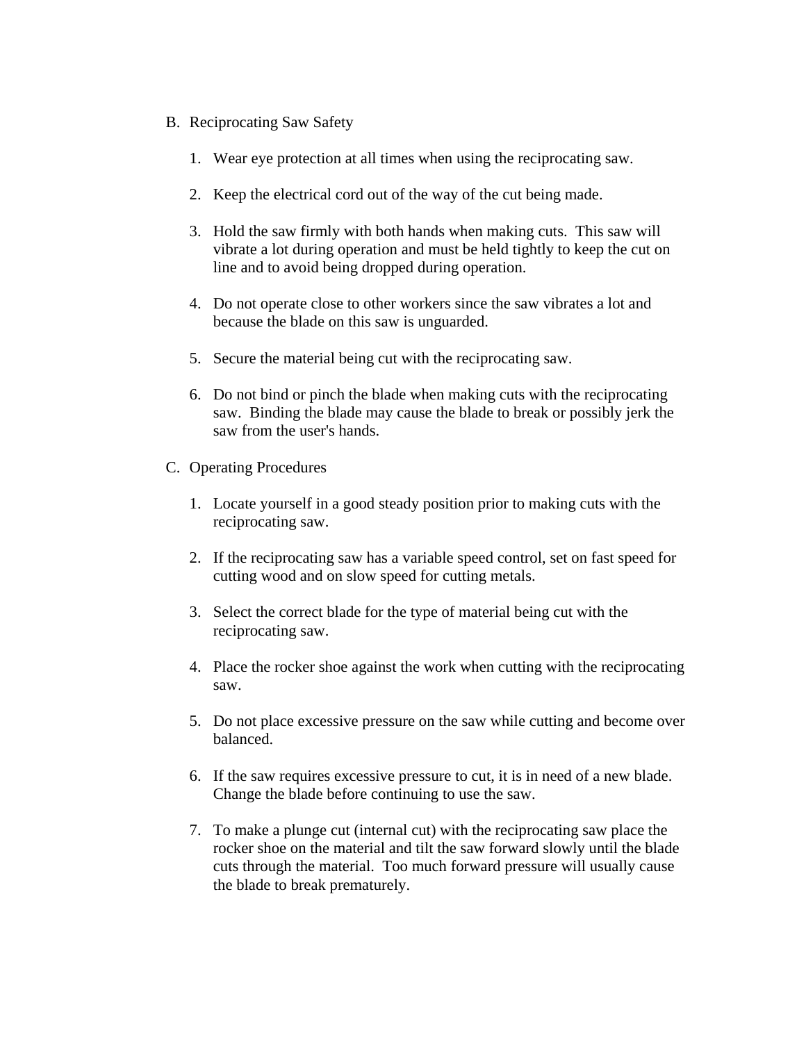B. Reciprocating Saw Safety

1. Wear eye protection at all times when using the reciprocating saw.

2. Keep the electrical cord out of the way of the cut being made.

3. Hold the saw firmly with both hands when making cuts. This saw will vibrate a lot during operation and must be held tightly to keep the cut on line and to avoid being dropped during operation.

4. Do not operate close to other workers since the saw vibrates a lot and because the blade on this saw is unguarded.

5. Secure the material being cut with the reciprocating saw.

6. Do not bind or pinch the blade when making cuts with the reciprocating saw. Binding the blade may cause the blade to break or possibly jerk the saw from the user's hands.

C. Operating Procedures

1. Locate yourself in a good steady position prior to making cuts with the reciprocating saw.

2. If the reciprocating saw has a variable speed control, set on fast speed for cutting wood and on slow speed for cutting metals.

3. Select the correct blade for the type of material being cut with the reciprocating saw.

4. Place the rocker shoe against the work when cutting with the reciprocating saw.

5. Do not place excessive pressure on the saw while cutting and become over balanced.

6. If the saw requires excessive pressure to cut, it is in need of a new blade. Change the blade before continuing to use the saw.

7. To make a plunge cut (internal cut) with the reciprocating saw place the rocker shoe on the material and tilt the saw forward slowly until the blade cuts through the material. Too much forward pressure will usually cause the blade to break prematurely.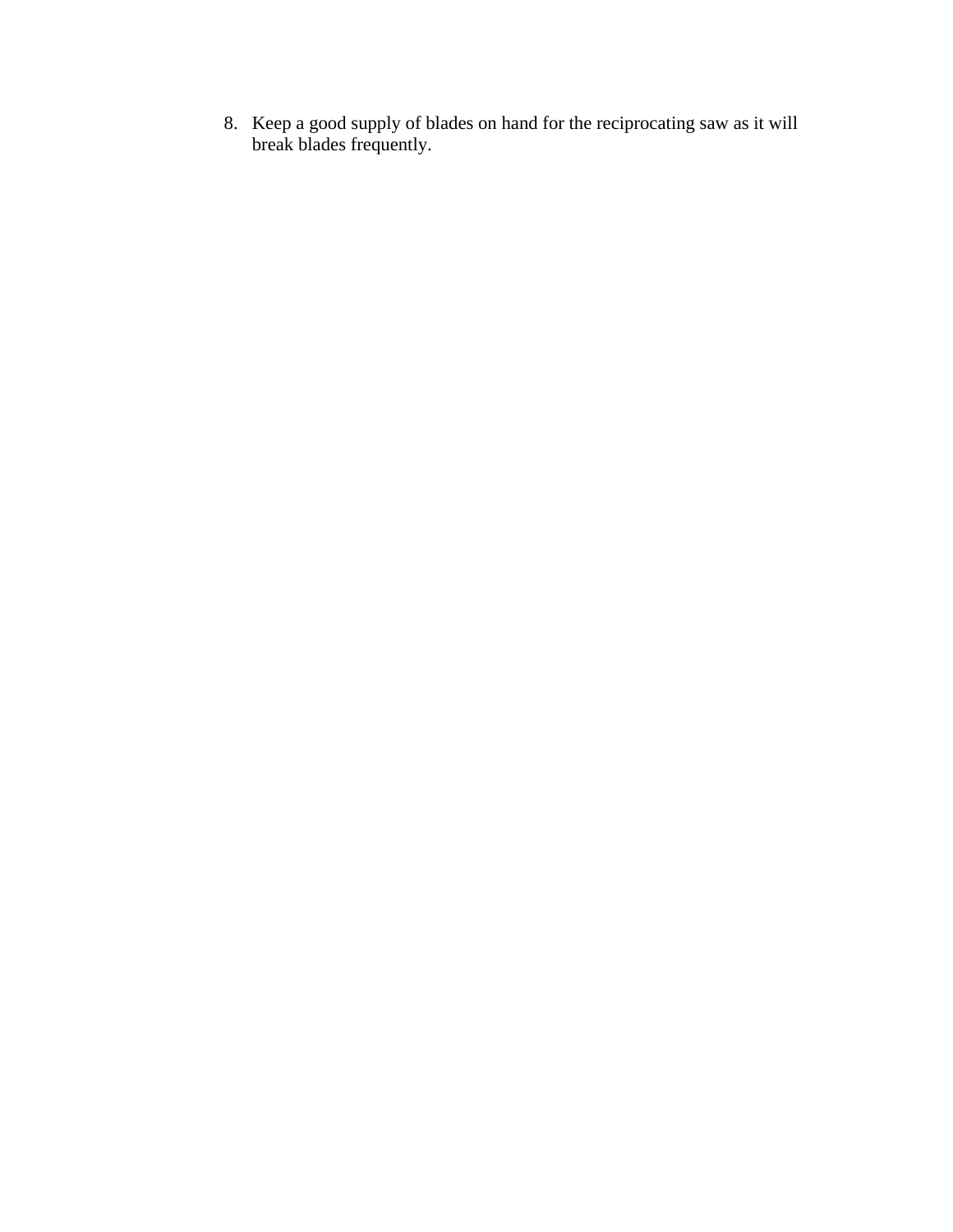8. Keep a good supply of blades on hand for the reciprocating saw as it will break blades frequently.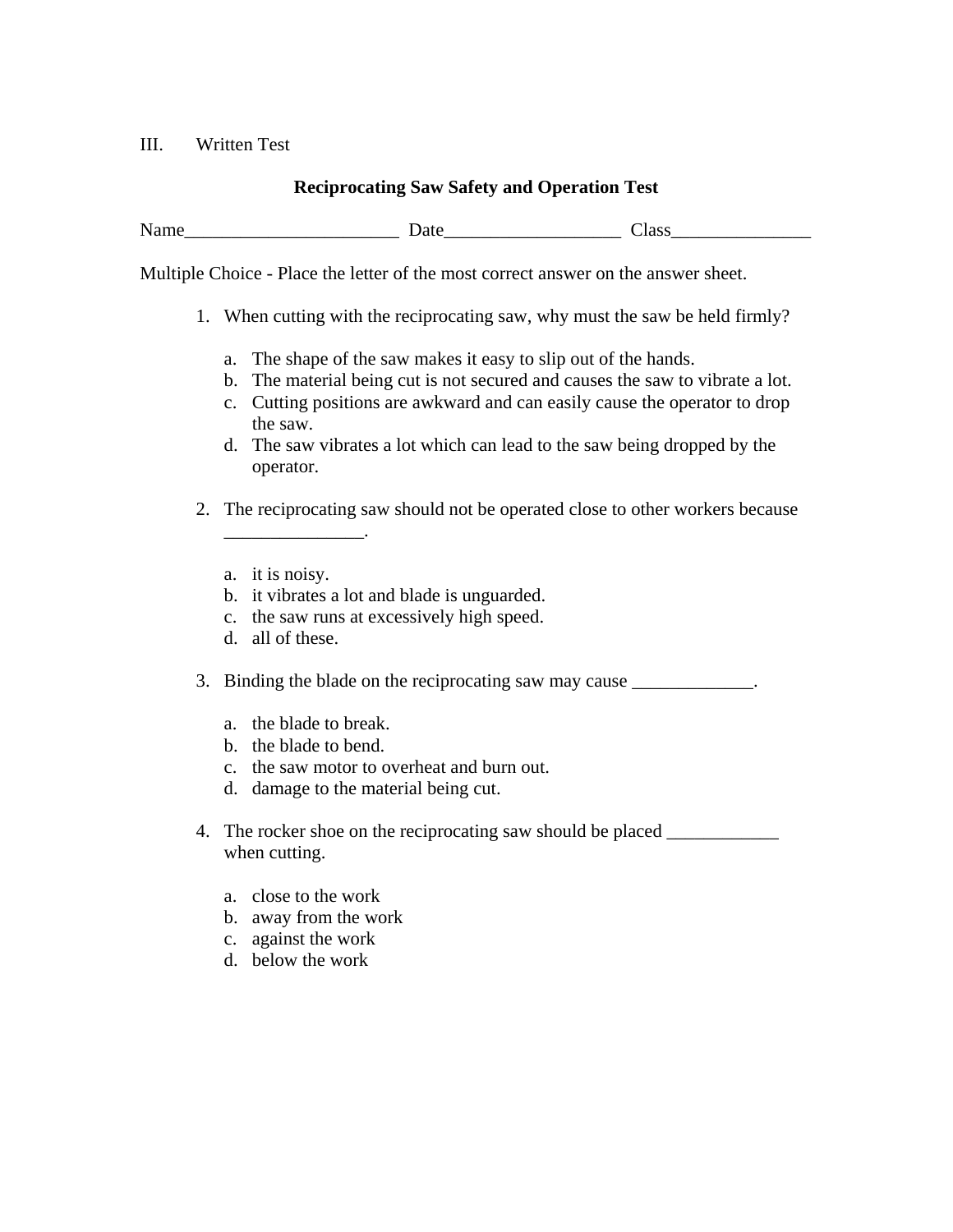III. Written Test

**Reciprocating Saw Safety and Operation Test**

Name_______________________ Date__________________ Class_______________

Multiple Choice - Place the letter of the most correct answer on the answer sheet.

1. When cutting with the reciprocating saw, why must the saw be held firmly?

   a. The shape of the saw makes it easy to slip out of the hands.
   b. The material being cut is not secured and causes the saw to vibrate a lot.
   c. Cutting positions are awkward and can easily cause the operator to drop the saw.
   d. The saw vibrates a lot which can lead to the saw being dropped by the operator.

2. The reciprocating saw should not be operated close to other workers because _______________.

   a. it is noisy.
   b. it vibrates a lot and blade is unguarded.
   c. the saw runs at excessively high speed.
   d. all of these.

3. Binding the blade on the reciprocating saw may cause _____________.

   a. the blade to break.
   b. the blade to bend.
   c. the saw motor to overheat and burn out.
   d. damage to the material being cut.

4. The rocker shoe on the reciprocating saw should be placed ____________ when cutting.

   a. close to the work
   b. away from the work
   c. against the work
   d. below the work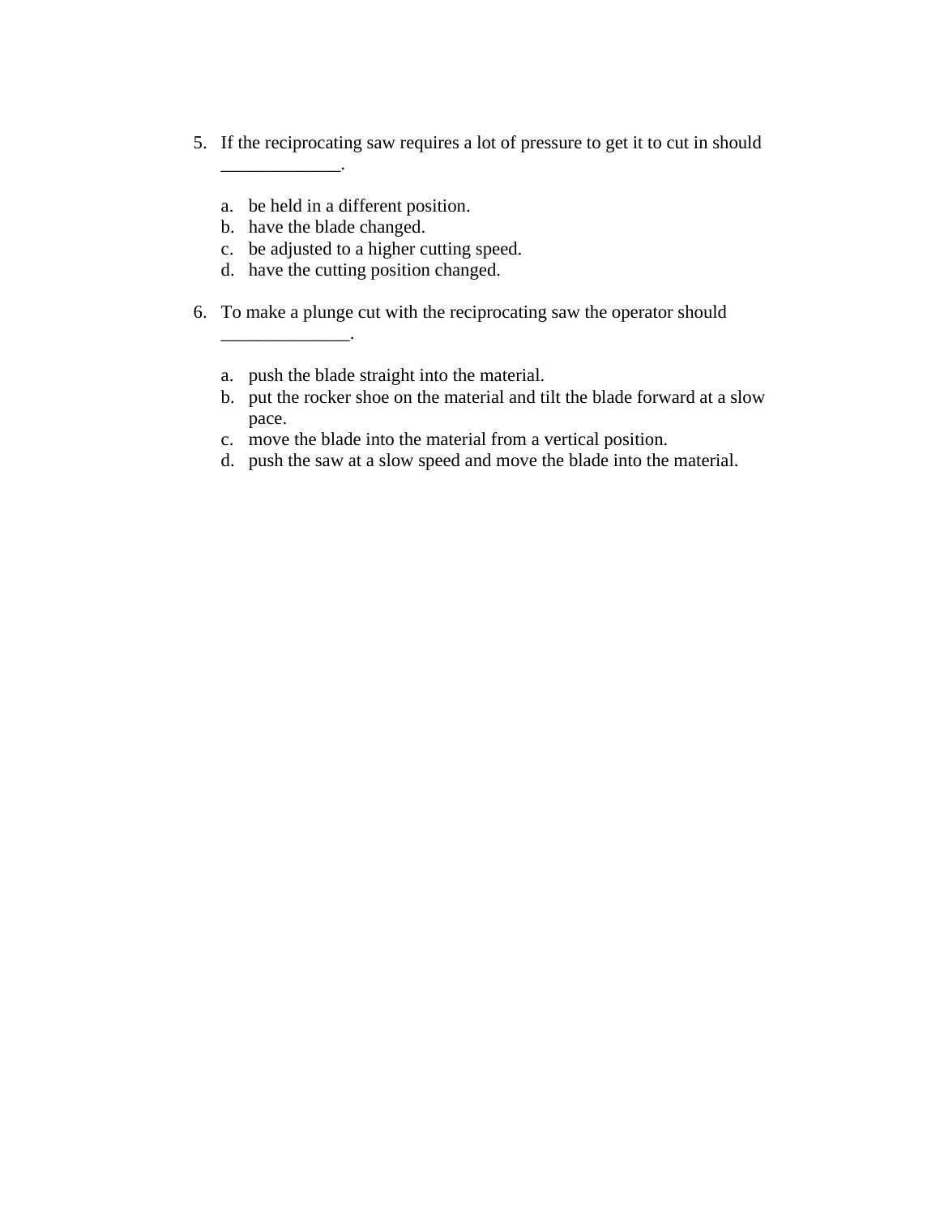5. If the reciprocating saw requires a lot of pressure to get it to cut in should _____________.

   a. be held in a different position.
   b. have the blade changed.
   c. be adjusted to a higher cutting speed.
   d. have the cutting position changed.

6. To make a plunge cut with the reciprocating saw the operator should ______________.

   a. push the blade straight into the material.
   b. put the rocker shoe on the material and tilt the blade forward at a slow pace.
   c. move the blade into the material from a vertical position.
   d. push the saw at a slow speed and move the blade into the material.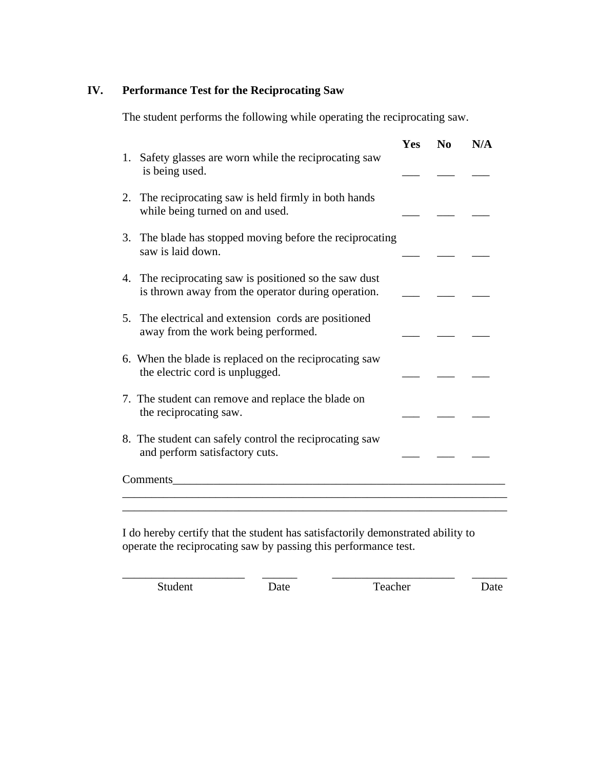## IV. Performance Test for the Reciprocating Saw

The student performs the following while operating the reciprocating saw.

| | Yes | No | N/A |
|---|---|---|---|
| 1. Safety glasses are worn while the reciprocating saw is being used. | ___ | ___ | ___ |
| 2. The reciprocating saw is held firmly in both hands while being turned on and used. | ___ | ___ | ___ |
| 3. The blade has stopped moving before the reciprocating saw is laid down. | ___ | ___ | ___ |
| 4. The reciprocating saw is positioned so the saw dust is thrown away from the operator during operation. | ___ | ___ | ___ |
| 5. The electrical and extension cords are positioned away from the work being performed. | ___ | ___ | ___ |
| 6. When the blade is replaced on the reciprocating saw the electric cord is unplugged. | ___ | ___ | ___ |
| 7. The student can remove and replace the blade on the reciprocating saw. | ___ | ___ | ___ |
| 8. The student can safely control the reciprocating saw and perform satisfactory cuts. | ___ | ___ | ___ |

Comments_____________________________________________________________
______________________________________________________________________
______________________________________________________________________

I do hereby certify that the student has satisfactorily demonstrated ability to operate the reciprocating saw by passing this performance test.

_____________________ ______ _____________________ ______
Student Date Teacher Date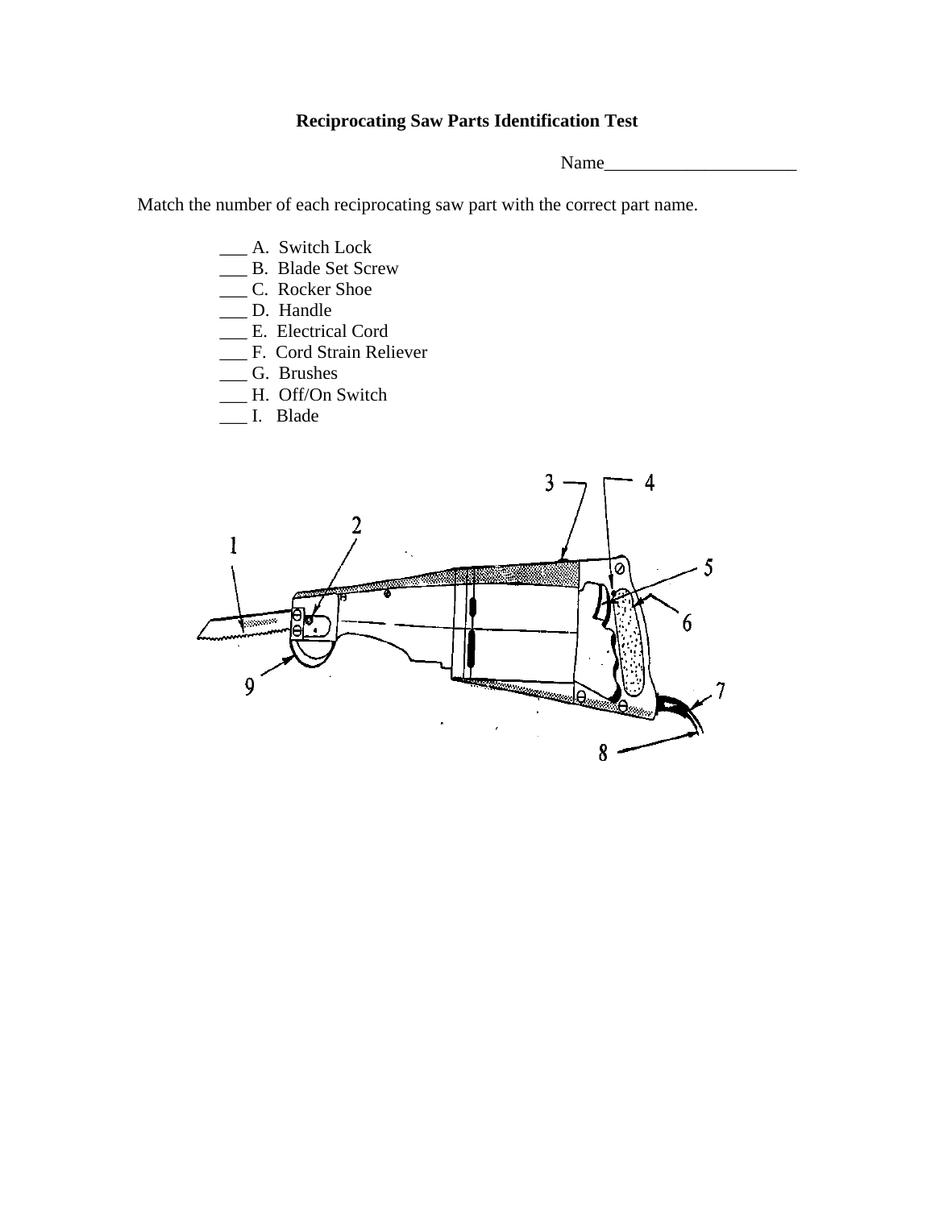**Reciprocating Saw Parts Identification Test**

Name______________________

Match the number of each reciprocating saw part with the correct part name.

___ A. Switch Lock
___ B. Blade Set Screw
___ C. Rocker Shoe
___ D. Handle
___ E. Electrical Cord
___ F. Cord Strain Reliever
___ G. Brushes
___ H. Off/On Switch
___ I. Blade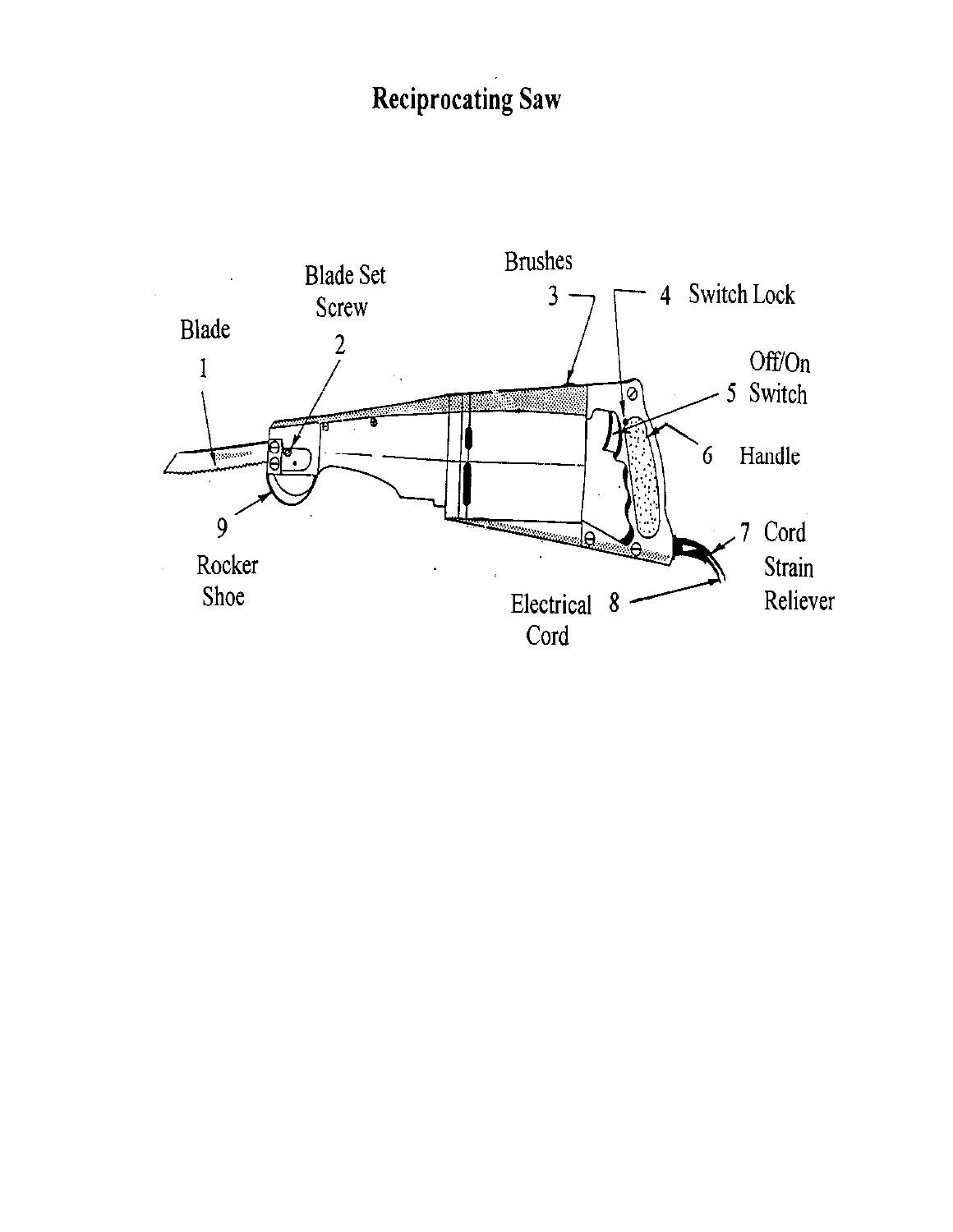# Reciprocating Saw

1 Blade

2 Blade Set Screw

3 Brushes

4 Switch Lock

5 Off/On Switch

6 Handle

7 Cord Strain Reliever

8 Electrical Cord

9 Rocker Shoe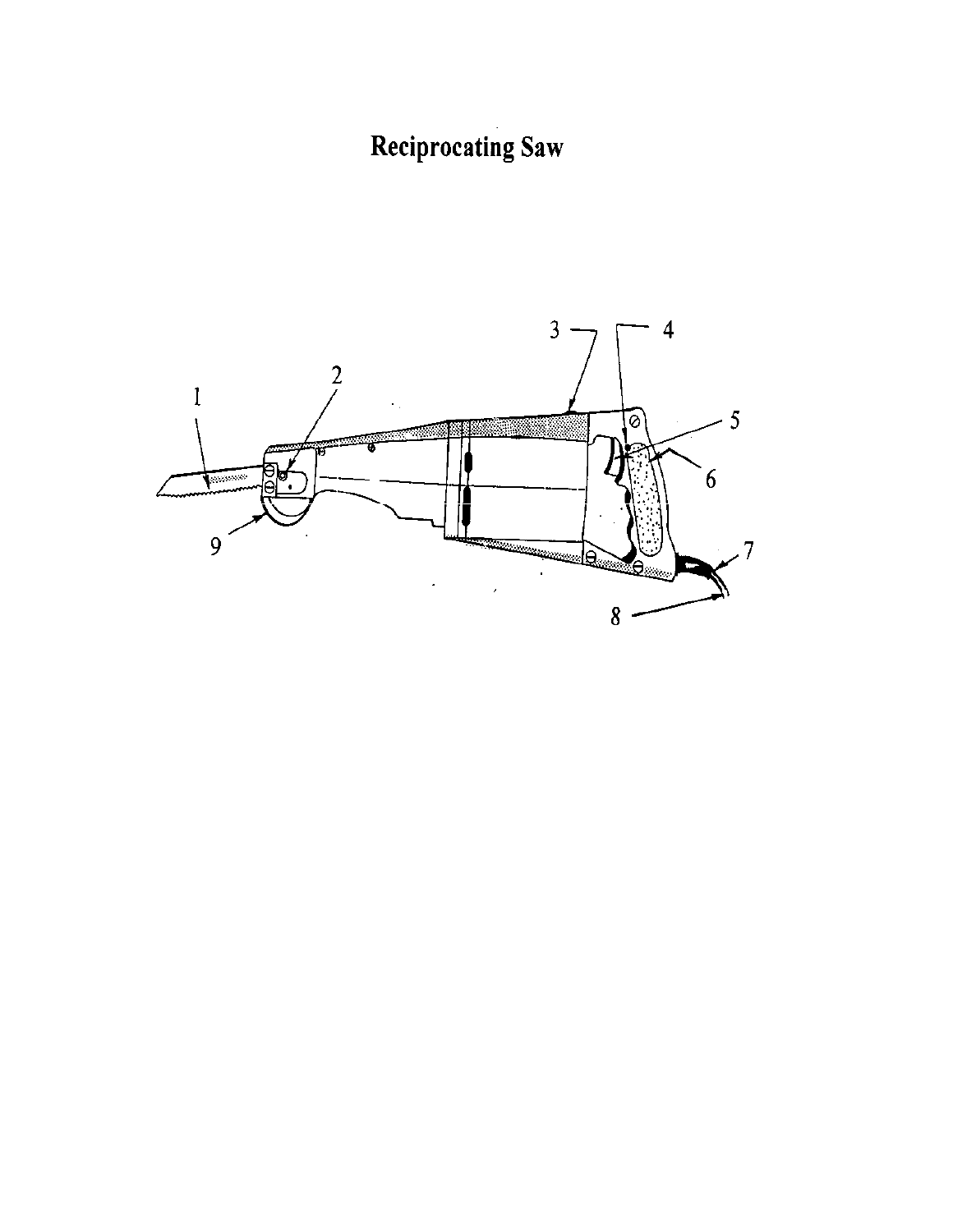# Reciprocating Saw

1
2
3
4
5
6
7
8
9